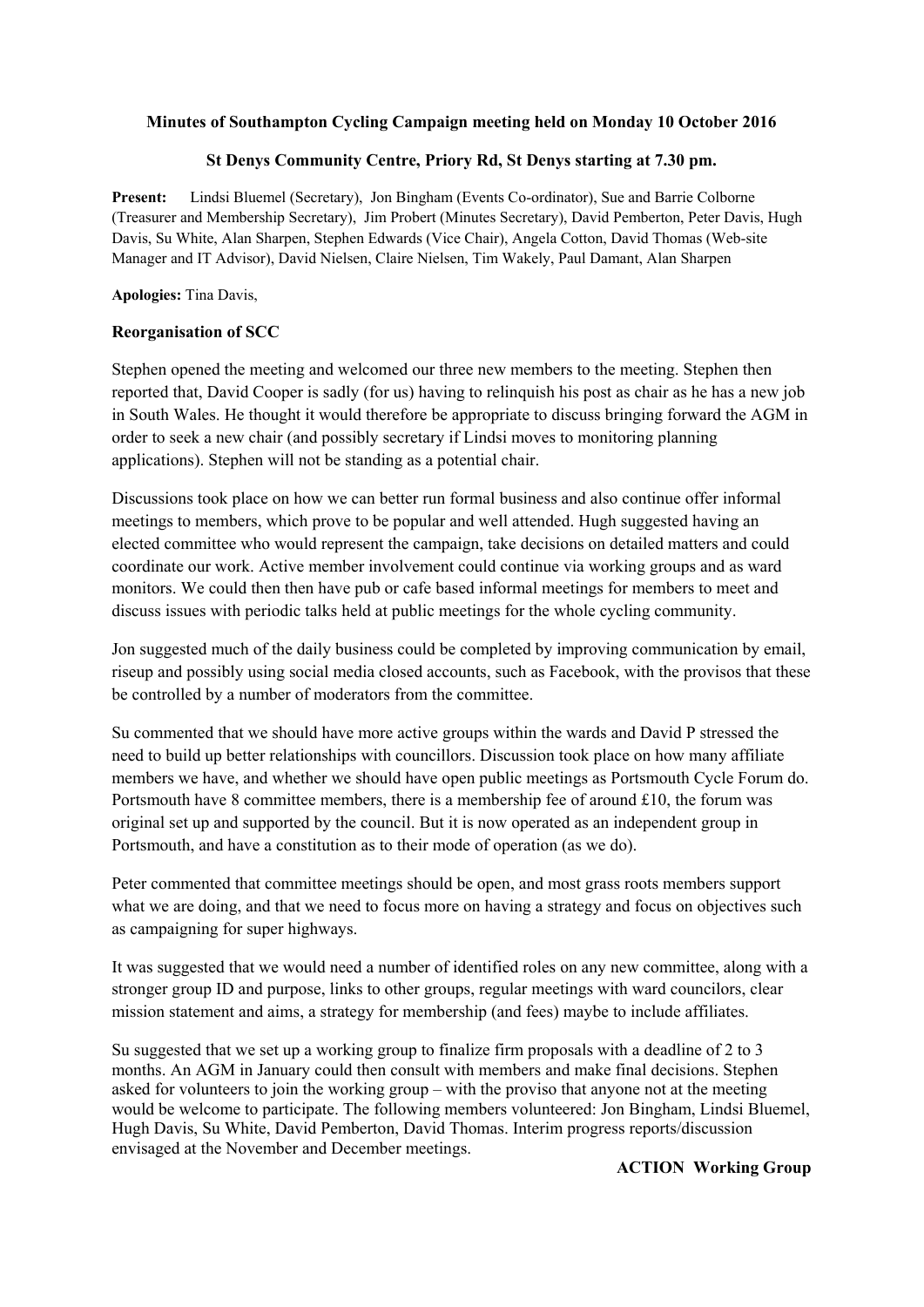**Minutes of Southampton Cycling Campaign meeting held on Monday 10 October 2016**

**St Denys Community Centre, Priory Rd, St Denys starting at 7.30 pm.**

**Present:** Lindsi Bluemel (Secretary), Jon Bingham (Events Co-ordinator), Sue and Barrie Colborne (Treasurer and Membership Secretary), Jim Probert (Minutes Secretary), David Pemberton, Peter Davis, Hugh Davis, Su White, Alan Sharpen, Stephen Edwards (Vice Chair), Angela Cotton, David Thomas (Web-site Manager and IT Advisor), David Nielsen, Claire Nielsen, Tim Wakely, Paul Damant, Alan Sharpen

**Apologies:** Tina Davis,

### Reorganisation of SCC

Stephen opened the meeting and welcomed our three new members to the meeting. Stephen then reported that, David Cooper is sadly (for us) having to relinquish his post as chair as he has a new job in South Wales. He thought it would therefore be appropriate to discuss bringing forward the AGM in order to seek a new chair (and possibly secretary if Lindsi moves to monitoring planning applications). Stephen will not be standing as a potential chair.

Discussions took place on how we can better run formal business and also continue offer informal meetings to members, which prove to be popular and well attended. Hugh suggested having an elected committee who would represent the campaign, take decisions on detailed matters and could coordinate our work. Active member involvement could continue via working groups and as ward monitors. We could then then have pub or cafe based informal meetings for members to meet and discuss issues with periodic talks held at public meetings for the whole cycling community.

Jon suggested much of the daily business could be completed by improving communication by email, riseup and possibly using social media closed accounts, such as Facebook, with the provisos that these be controlled by a number of moderators from the committee.

Su commented that we should have more active groups within the wards and David P stressed the need to build up better relationships with councillors. Discussion took place on how many affiliate members we have, and whether we should have open public meetings as Portsmouth Cycle Forum do. Portsmouth have 8 committee members, there is a membership fee of around £10, the forum was original set up and supported by the council. But it is now operated as an independent group in Portsmouth, and have a constitution as to their mode of operation (as we do).

Peter commented that committee meetings should be open, and most grass roots members support what we are doing, and that we need to focus more on having a strategy and focus on objectives such as campaigning for super highways.

It was suggested that we would need a number of identified roles on any new committee, along with a stronger group ID and purpose, links to other groups, regular meetings with ward councilors, clear mission statement and aims, a strategy for membership (and fees) maybe to include affiliates.

Su suggested that we set up a working group to finalize firm proposals with a deadline of 2 to 3 months. An AGM in January could then consult with members and make final decisions. Stephen asked for volunteers to join the working group – with the proviso that anyone not at the meeting would be welcome to participate. The following members volunteered: Jon Bingham, Lindsi Bluemel, Hugh Davis, Su White, David Pemberton, David Thomas. Interim progress reports/discussion envisaged at the November and December meetings.

**ACTION Working Group**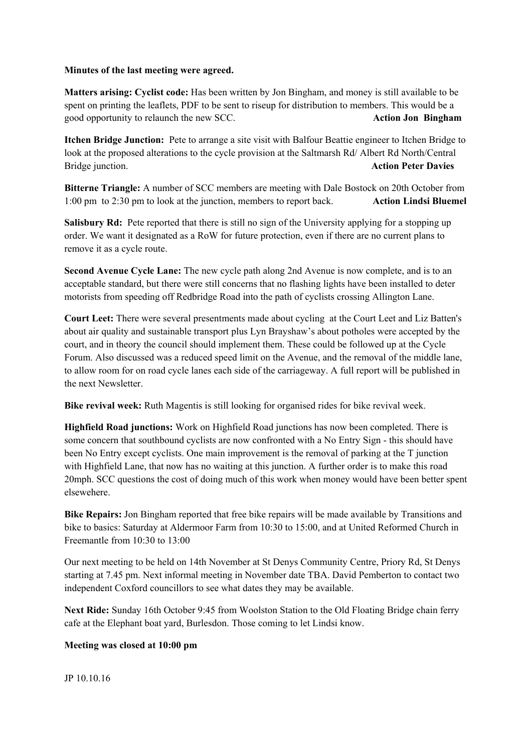**Minutes of the last meeting were agreed.**

**Matters arising: Cyclist code:** Has been written by Jon Bingham, and money is still available to be spent on printing the leaflets, PDF to be sent to riseup for distribution to members. This would be a good opportunity to relaunch the new SCC. **Action Jon Bingham**

**Itchen Bridge Junction:** Pete to arrange a site visit with Balfour Beattie engineer to Itchen Bridge to look at the proposed alterations to the cycle provision at the Saltmarsh Rd/ Albert Rd North/Central Bridge junction. **Action Peter Davies**

**Bitterne Triangle:** A number of SCC members are meeting with Dale Bostock on 20th October from 1:00 pm to 2:30 pm to look at the junction, members to report back. **Action Lindsi Bluemel**

**Salisbury Rd:** Pete reported that there is still no sign of the University applying for a stopping up order. We want it designated as a RoW for future protection, even if there are no current plans to remove it as a cycle route.

**Second Avenue Cycle Lane:** The new cycle path along 2nd Avenue is now complete, and is to an acceptable standard, but there were still concerns that no flashing lights have been installed to deter motorists from speeding off Redbridge Road into the path of cyclists crossing Allington Lane.

**Court Leet:** There were several presentments made about cycling at the Court Leet and Liz Batten's about air quality and sustainable transport plus Lyn Brayshaw's about potholes were accepted by the court, and in theory the council should implement them. These could be followed up at the Cycle Forum. Also discussed was a reduced speed limit on the Avenue, and the removal of the middle lane, to allow room for on road cycle lanes each side of the carriageway. A full report will be published in the next Newsletter.

**Bike revival week:** Ruth Magentis is still looking for organised rides for bike revival week.

**Highfield Road junctions:** Work on Highfield Road junctions has now been completed. There is some concern that southbound cyclists are now confronted with a No Entry Sign - this should have been No Entry except cyclists. One main improvement is the removal of parking at the T junction with Highfield Lane, that now has no waiting at this junction. A further order is to make this road 20mph. SCC questions the cost of doing much of this work when money would have been better spent elsewehere.

**Bike Repairs:** Jon Bingham reported that free bike repairs will be made available by Transitions and bike to basics: Saturday at Aldermoor Farm from 10:30 to 15:00, and at United Reformed Church in Freemantle from 10:30 to 13:00

Our next meeting to be held on 14th November at St Denys Community Centre, Priory Rd, St Denys starting at 7.45 pm. Next informal meeting in November date TBA. David Pemberton to contact two independent Coxford councillors to see what dates they may be available.

**Next Ride:** Sunday 16th October 9:45 from Woolston Station to the Old Floating Bridge chain ferry cafe at the Elephant boat yard, Burlesdon. Those coming to let Lindsi know.

**Meeting was closed at 10:00 pm**

JP 10.10.16